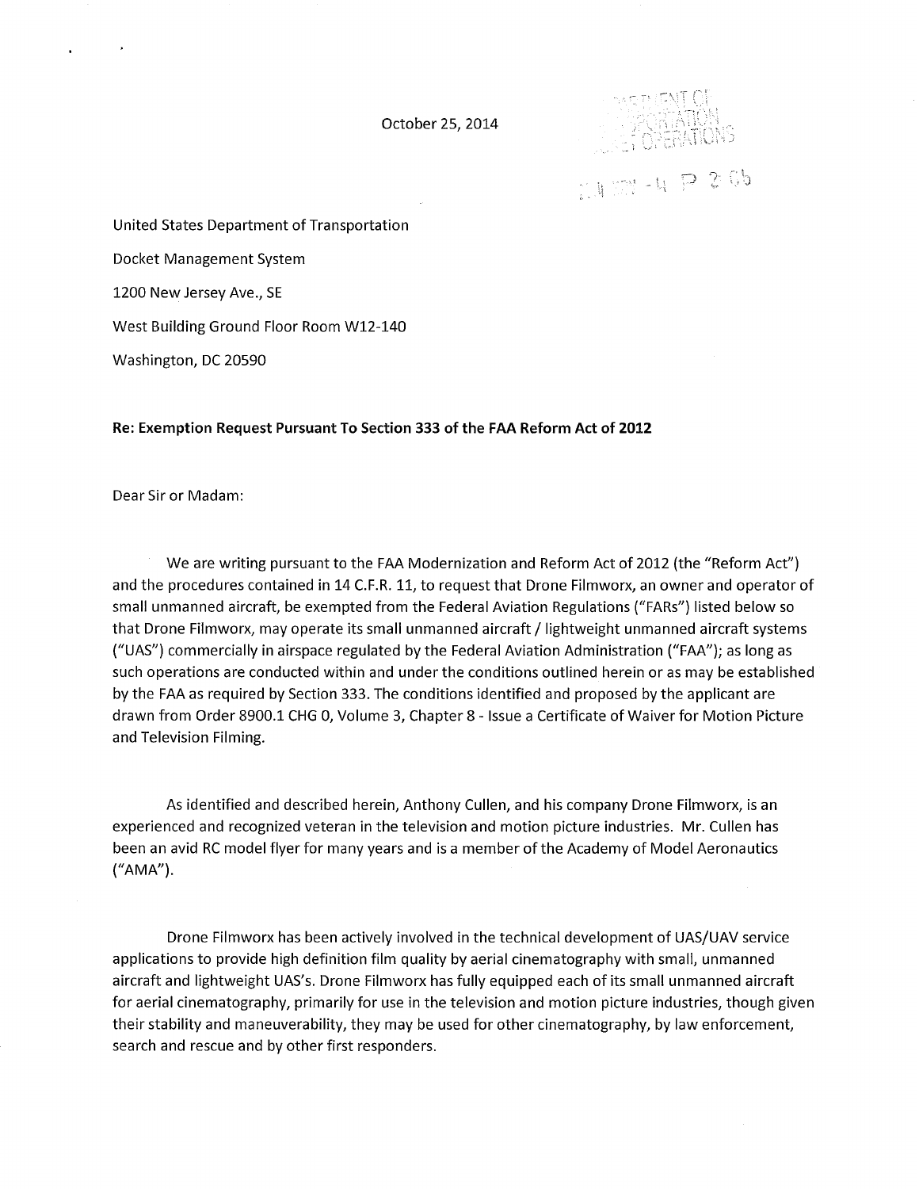October 25, 2014

United States Department of Transportation

Docket Management System

1200 New Jersey Ave., SE

West Building Ground Floor Room W12-140

Washington, DC 20590

**Re: Exemption Request Pursuant To Section 333 of the FAA Reform Act of 2012**

Dear Sir or Madam:

We are writing pursuant to the FAA Modernization and Reform Act of 2012 (the "Reform Act") and the procedures contained in 14 C.F.R. 11, to request that Drone Filmworx, an owner and operator of small unmanned aircraft, be exempted from the Federal Aviation Regulations ("FARs") listed below so that Drone Filmworx, may operate its small unmanned aircraft / lightweight unmanned aircraft systems ("UAS") commercially in airspace regulated by the Federal Aviation Administration ("FAA"); as long as such operations are conducted within and under the conditions outlined herein or as may be established by the FAA as required by Section 333. The conditions identified and proposed by the applicant are drawn from Order 8900.1 CHG 0, Volume 3, Chapter 8 - Issue a Certificate of Waiver for Motion Picture and Television Filming.

As identified and described herein, Anthony Cullen, and his company Drone Filmworx, is an experienced and recognized veteran in the television and motion picture industries. Mr. Cullen has been an avid RC model flyer for many years and is a member of the Academy of Model Aeronautics ("AMA").

Drone Filmworx has been actively involved in the technical development of UAS/UAV service applications to provide high definition film quality by aerial cinematography with small, unmanned aircraft and lightweight UAS's. Drone Filmworx has fully equipped each of its small unmanned aircraft for aerial cinematography, primarily for use in the television and motion picture industries, though given their stability and maneuverability, they may be used for other cinematography, by law enforcement, search and rescue and by other first responders.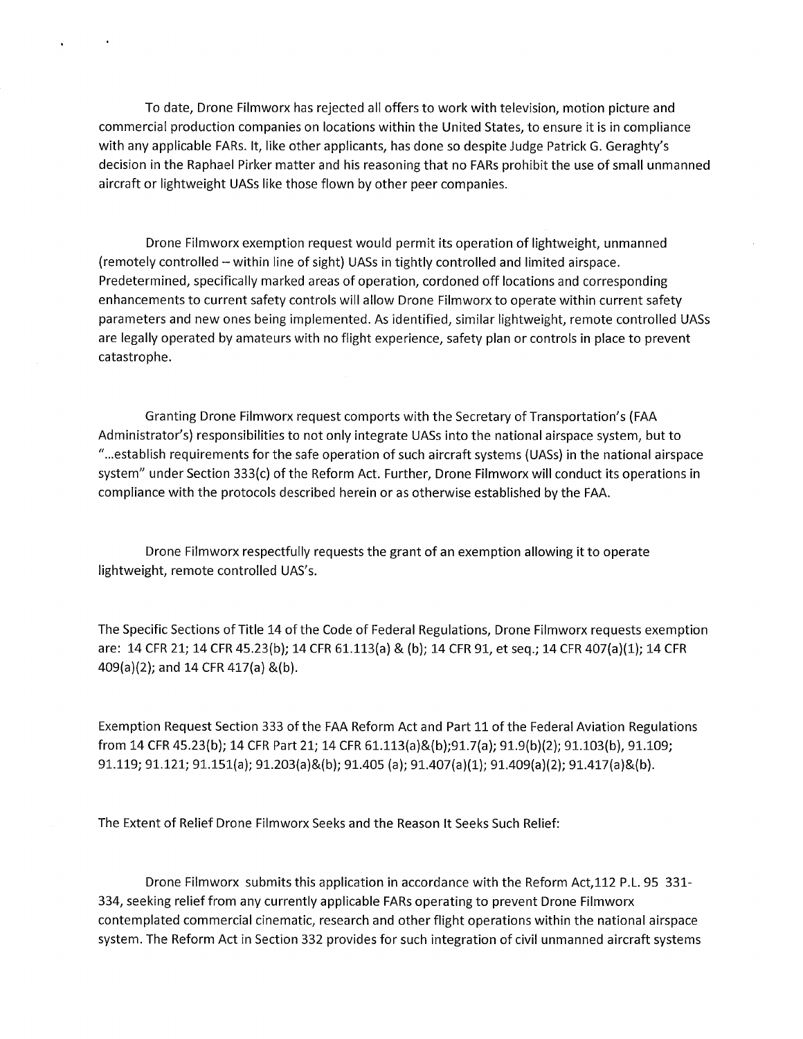To date, Drone Filmworx has rejected all offers to work with television, motion picture and commercial production companies on locations within the United States, to ensure it is in compliance with any applicable FARs. It, like other applicants, has done so despite Judge Patrick G. Geraghty's decision in the Raphael Pirker matter and his reasoning that no FARs prohibit the use of small unmanned aircraft or lightweight UASs like those flown by other peer companies.

Drone Filmworx exemption request would permit its operation of lightweight, unmanned (remotely controlled – within line of sight) UASs in tightly controlled and limited airspace. Predetermined, specifically marked areas of operation, cordoned off locations and corresponding enhancements to current safety controls will allow Drone Filmworx to operate within current safety parameters and new ones being implemented. As identified, similar lightweight, remote controlled UASs are legally operated by amateurs with no flight experience, safety plan or controls in place to prevent catastrophe.

Granting Drone Filmworx request comports with the Secretary of Transportation's (FAA Administrator's) responsibilities to not only integrate UASs into the national airspace system, but to "...establish requirements for the safe operation of such aircraft systems (UASs) in the national airspace system" under Section 333(c) of the Reform Act. Further, Drone Filmworx will conduct its operations in compliance with the protocols described herein or as otherwise established by the FAA.

Drone Filmworx respectfully requests the grant of an exemption allowing it to operate lightweight, remote controlled UAS's.

The Specific Sections of Title 14 of the Code of Federal Regulations, Drone Filmworx requests exemption are: 14 CFR 21; 14 CFR 45.23(b); 14 CFR 61.113(a) & (b); 14 CFR 91, et seq.; 14 CFR 407(a)(1); 14 CFR 409(a)(2); and 14 CFR 417(a) &(b).

Exemption Request Section 333 of the FAA Reform Act and Part 11 of the Federal Aviation Regulations from 14 CFR 45.23(b); 14 CFR Part 21; 14 CFR 61.113(a)&(b);91.7(a); 91.9(b)(2); 91.103(b), 91.109; 91.119; 91.121; 91.151(a); 91.203(a)&(b); 91.405 (a); 91.407(a)(1); 91.409(a)(2); 91.417(a)&(b).

The Extent of Relief Drone Filmworx Seeks and the Reason It Seeks Such Relief:

Drone Filmworx submits this application in accordance with the Reform Act,112 P.L. 95 331-334, seeking relief from any currently applicable FARs operating to prevent Drone Filmworx contemplated commercial cinematic, research and other flight operations within the national airspace system. The Reform Act in Section 332 provides for such integration of civil unmanned aircraft systems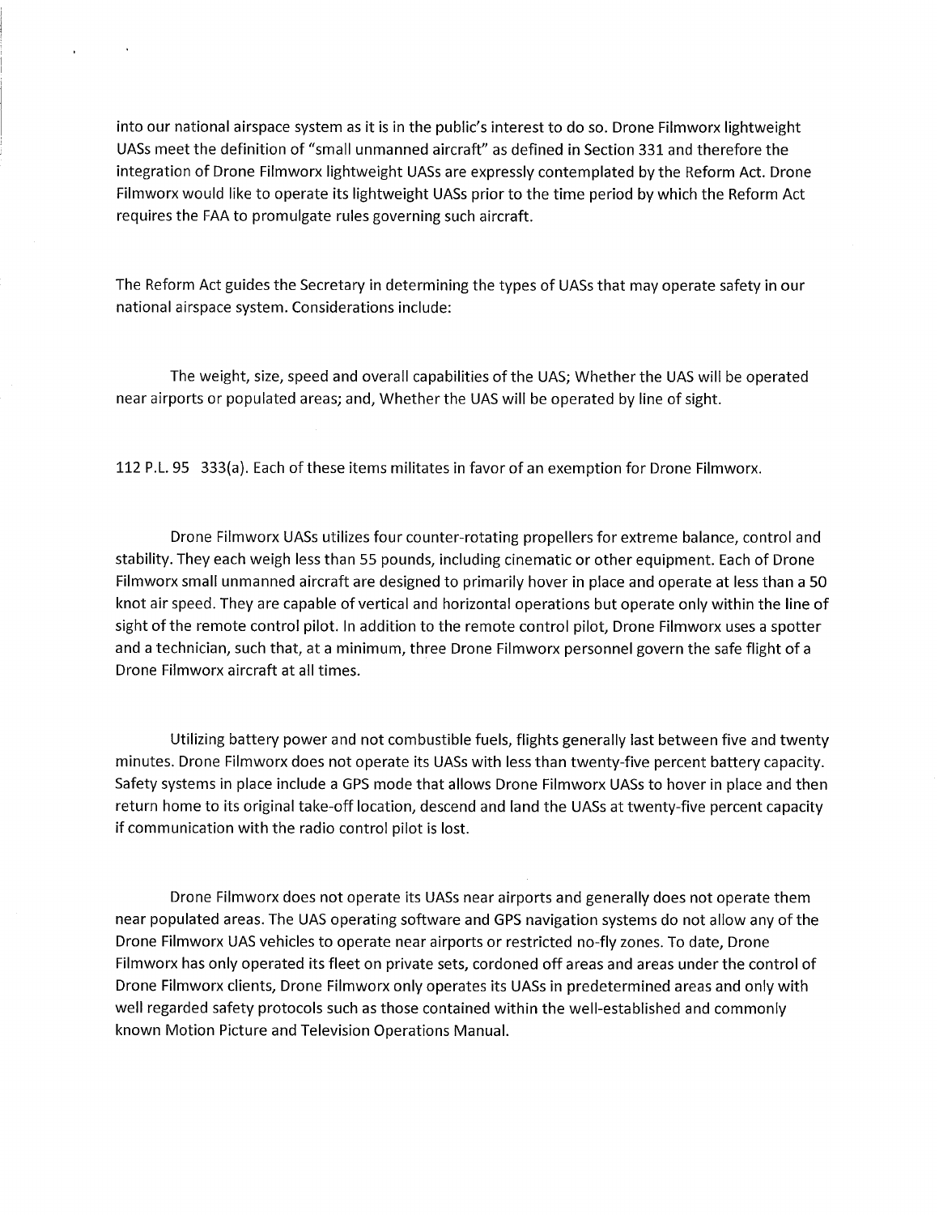into our national airspace system as it is in the public's interest to do so. Drone Filmworx lightweight UASs meet the definition of "small unmanned aircraft" as defined in Section 331 and therefore the integration of Drone Filmworx lightweight UASs are expressly contemplated by the Reform Act. Drone Filmworx would like to operate its lightweight UASs prior to the time period by which the Reform Act requires the FAA to promulgate rules governing such aircraft.

The Reform Act guides the Secretary in determining the types of UASs that may operate safety in our national airspace system. Considerations include:

The weight, size, speed and overall capabilities of the UAS; Whether the UAS will be operated near airports or populated areas; and, Whether the UAS will be operated by line of sight.

112 P.L. 95 333(a). Each of these items militates in favor of an exemption for Drone Filmworx.

Drone Filmworx UASs utilizes four counter-rotating propellers for extreme balance, control and stability. They each weigh less than 55 pounds, including cinematic or other equipment. Each of Drone Filmworx small unmanned aircraft are designed to primarily hover in place and operate at less than a 50 knot air speed. They are capable of vertical and horizontal operations but operate only within the line of sight of the remote control pilot. In addition to the remote control pilot, Drone Filmworx uses a spotter and a technician, such that, at a minimum, three Drone Filmworx personnel govern the safe flight of a Drone Filmworx aircraft at all times.

Utilizing battery power and not combustible fuels, flights generally last between five and twenty minutes. Drone Filmworx does not operate its UASs with less than twenty-five percent battery capacity. Safety systems in place include a GPS mode that allows Drone Filmworx UASs to hover in place and then return home to its original take-off location, descend and land the UASs at twenty-five percent capacity if communication with the radio control pilot is lost.

Drone Filmworx does not operate its UASs near airports and generally does not operate them near populated areas. The UAS operating software and GPS navigation systems do not allow any of the Drone Filmworx UAS vehicles to operate near airports or restricted no-fly zones. To date, Drone Filmworx has only operated its fleet on private sets, cordoned off areas and areas under the control of Drone Filmworx clients, Drone Filmworx only operates its UASs in predetermined areas and only with well regarded safety protocols such as those contained within the well-established and commonly known Motion Picture and Television Operations Manual.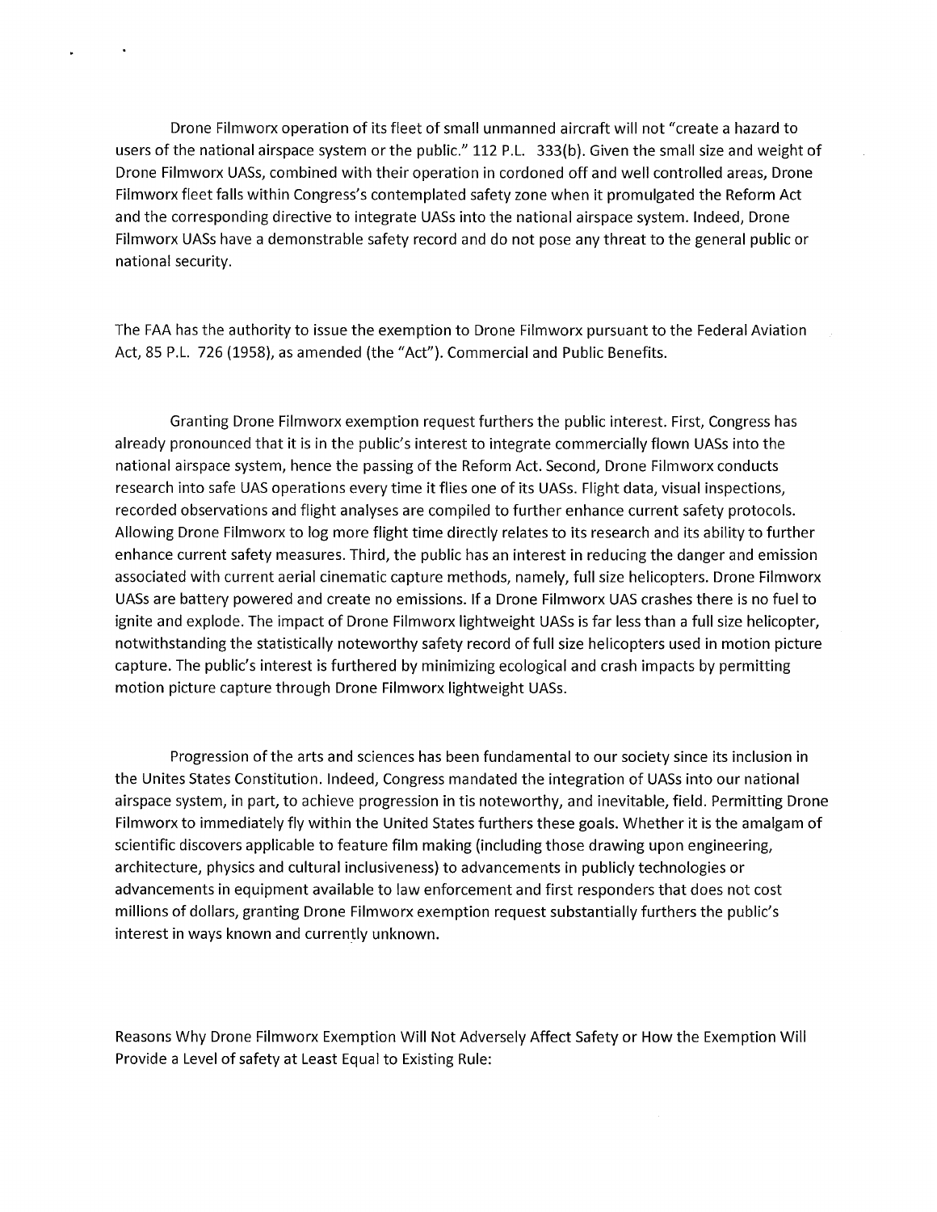Drone Filmworx operation of its fleet of small unmanned aircraft will not "create a hazard to users of the national airspace system or the public." 112 P.L. 333(b). Given the small size and weight of Drone Filmworx UASs, combined with their operation in cordoned off and well controlled areas, Drone Filmworx fleet falls within Congress's contemplated safety zone when it promulgated the Reform Act and the corresponding directive to integrate UASs into the national airspace system. Indeed, Drone Filmworx UASs have a demonstrable safety record and do not pose any threat to the general public or national security.

The FAA has the authority to issue the exemption to Drone Filmworx pursuant to the Federal Aviation Act, 85 P.L. 726 (1958), as amended (the "Act"). Commercial and Public Benefits.

Granting Drone Filmworx exemption request furthers the public interest. First, Congress has already pronounced that it is in the public's interest to integrate commercially flown UASs into the national airspace system, hence the passing of the Reform Act. Second, Drone Filmworx conducts research into safe UAS operations every time it flies one of its UASs. Flight data, visual inspections, recorded observations and flight analyses are compiled to further enhance current safety protocols. Allowing Drone Filmworx to log more flight time directly relates to its research and its ability to further enhance current safety measures. Third, the public has an interest in reducing the danger and emission associated with current aerial cinematic capture methods, namely, full size helicopters. Drone Filmworx UASs are battery powered and create no emissions. If a Drone Filmworx UAS crashes there is no fuel to ignite and explode. The impact of Drone Filmworx lightweight UASs is far less than a full size helicopter, notwithstanding the statistically noteworthy safety record of full size helicopters used in motion picture capture. The public's interest is furthered by minimizing ecological and crash impacts by permitting motion picture capture through Drone Filmworx lightweight UASs.

Progression of the arts and sciences has been fundamental to our society since its inclusion in the Unites States Constitution. Indeed, Congress mandated the integration of UASs into our national airspace system, in part, to achieve progression in tis noteworthy, and inevitable, field. Permitting Drone Filmworx to immediately fly within the United States furthers these goals. Whether it is the amalgam of scientific discovers applicable to feature film making (including those drawing upon engineering, architecture, physics and cultural inclusiveness) to advancements in publicly technologies or advancements in equipment available to law enforcement and first responders that does not cost millions of dollars, granting Drone Filmworx exemption request substantially furthers the public's interest in ways known and currently unknown.

Reasons Why Drone Filmworx Exemption Will Not Adversely Affect Safety or How the Exemption Will Provide a Level of safety at Least Equal to Existing Rule: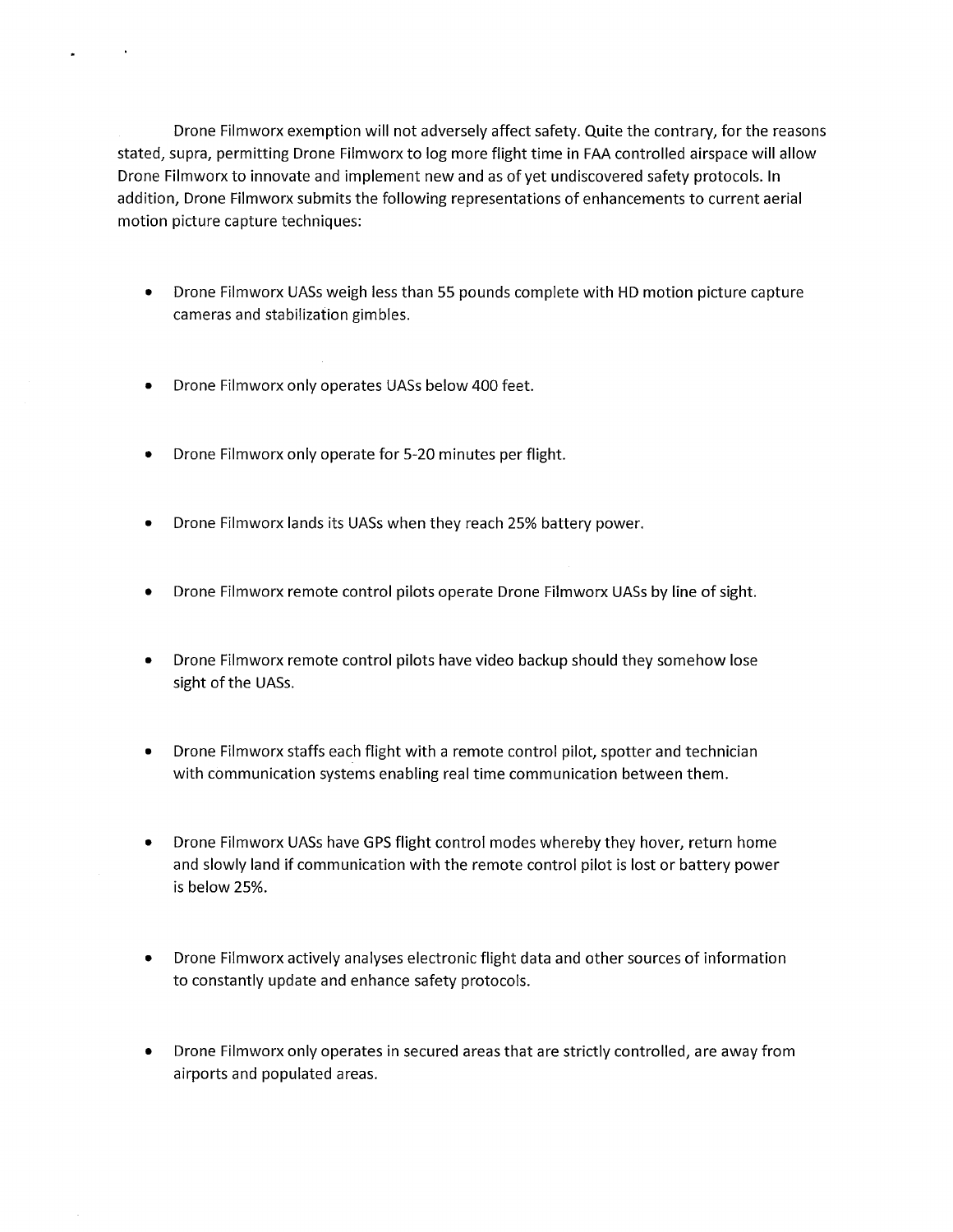Drone Filmworx exemption will not adversely affect safety. Quite the contrary, for the reasons stated, supra, permitting Drone Filmworx to log more flight time in FAA controlled airspace will allow Drone Filmworx to innovate and implement new and as of yet undiscovered safety protocols. In addition, Drone Filmworx submits the following representations of enhancements to current aerial motion picture capture techniques:

- Drone Filmworx UASs weigh less than 55 pounds complete with HD motion picture capture cameras and stabilization gimbles.

- Drone Filmworx only operates UASs below 400 feet.

- Drone Filmworx only operate for 5-20 minutes per flight.

- Drone Filmworx lands its UASs when they reach 25% battery power.

- Drone Filmworx remote control pilots operate Drone Filmworx UASs by line of sight.

- Drone Filmworx remote control pilots have video backup should they somehow lose sight of the UASs.

- Drone Filmworx staffs each flight with a remote control pilot, spotter and technician with communication systems enabling real time communication between them.

- Drone Filmworx UASs have GPS flight control modes whereby they hover, return home and slowly land if communication with the remote control pilot is lost or battery power is below 25%.

- Drone Filmworx actively analyses electronic flight data and other sources of information to constantly update and enhance safety protocols.

- Drone Filmworx only operates in secured areas that are strictly controlled, are away from airports and populated areas.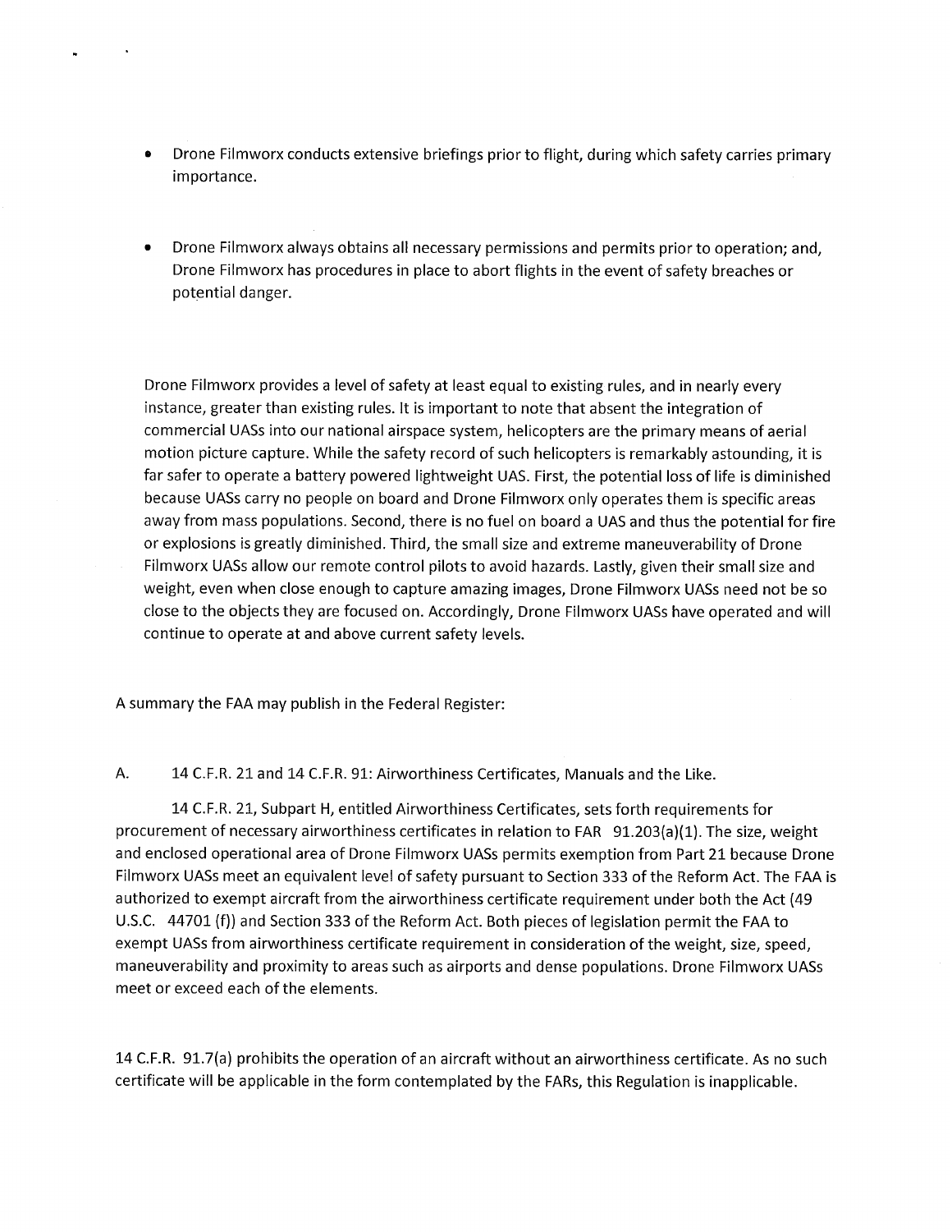- Drone Filmworx conducts extensive briefings prior to flight, during which safety carries primary importance.

- Drone Filmworx always obtains all necessary permissions and permits prior to operation; and, Drone Filmworx has procedures in place to abort flights in the event of safety breaches or potential danger.

Drone Filmworx provides a level of safety at least equal to existing rules, and in nearly every instance, greater than existing rules. It is important to note that absent the integration of commercial UASs into our national airspace system, helicopters are the primary means of aerial motion picture capture. While the safety record of such helicopters is remarkably astounding, it is far safer to operate a battery powered lightweight UAS. First, the potential loss of life is diminished because UASs carry no people on board and Drone Filmworx only operates them is specific areas away from mass populations. Second, there is no fuel on board a UAS and thus the potential for fire or explosions is greatly diminished. Third, the small size and extreme maneuverability of Drone Filmworx UASs allow our remote control pilots to avoid hazards. Lastly, given their small size and weight, even when close enough to capture amazing images, Drone Filmworx UASs need not be so close to the objects they are focused on. Accordingly, Drone Filmworx UASs have operated and will continue to operate at and above current safety levels.

A summary the FAA may publish in the Federal Register:

A. 14 C.F.R. 21 and 14 C.F.R. 91: Airworthiness Certificates, Manuals and the Like.

14 C.F.R. 21, Subpart H, entitled Airworthiness Certificates, sets forth requirements for procurement of necessary airworthiness certificates in relation to FAR 91.203(a)(1). The size, weight and enclosed operational area of Drone Filmworx UASs permits exemption from Part 21 because Drone Filmworx UASs meet an equivalent level of safety pursuant to Section 333 of the Reform Act. The FAA is authorized to exempt aircraft from the airworthiness certificate requirement under both the Act (49 U.S.C. 44701 (f)) and Section 333 of the Reform Act. Both pieces of legislation permit the FAA to exempt UASs from airworthiness certificate requirement in consideration of the weight, size, speed, maneuverability and proximity to areas such as airports and dense populations. Drone Filmworx UASs meet or exceed each of the elements.

14 C.F.R. 91.7(a) prohibits the operation of an aircraft without an airworthiness certificate. As no such certificate will be applicable in the form contemplated by the FARs, this Regulation is inapplicable.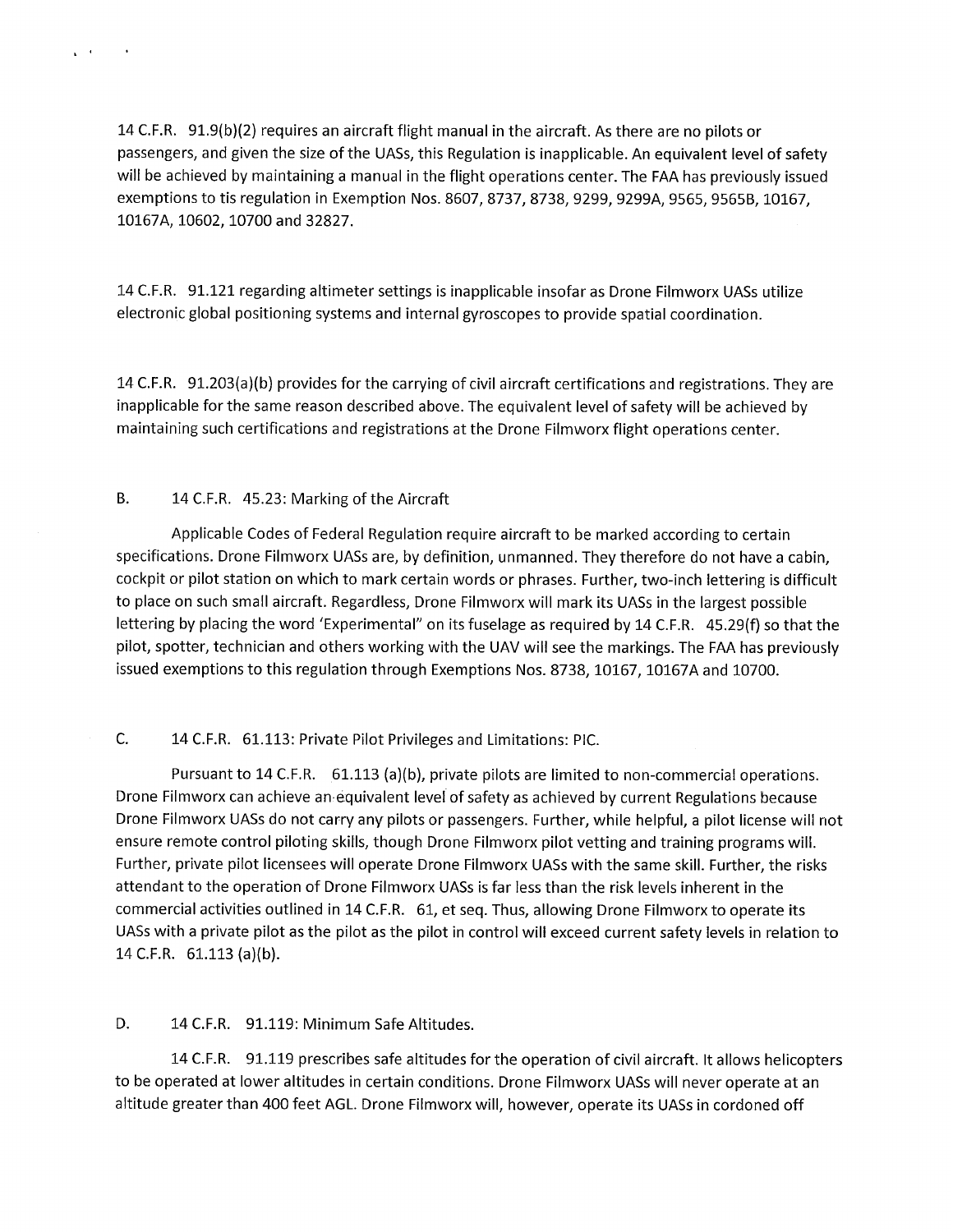14 C.F.R. 91.9(b)(2) requires an aircraft flight manual in the aircraft. As there are no pilots or passengers, and given the size of the UASs, this Regulation is inapplicable. An equivalent level of safety will be achieved by maintaining a manual in the flight operations center. The FAA has previously issued exemptions to tis regulation in Exemption Nos. 8607, 8737, 8738, 9299, 9299A, 9565, 9565B, 10167, 10167A, 10602, 10700 and 32827.

14 C.F.R. 91.121 regarding altimeter settings is inapplicable insofar as Drone Filmworx UASs utilize electronic global positioning systems and internal gyroscopes to provide spatial coordination.

14 C.F.R. 91.203(a)(b) provides for the carrying of civil aircraft certifications and registrations. They are inapplicable for the same reason described above. The equivalent level of safety will be achieved by maintaining such certifications and registrations at the Drone Filmworx flight operations center.

## B. 14 C.F.R. 45.23: Marking of the Aircraft

Applicable Codes of Federal Regulation require aircraft to be marked according to certain specifications. Drone Filmworx UASs are, by definition, unmanned. They therefore do not have a cabin, cockpit or pilot station on which to mark certain words or phrases. Further, two-inch lettering is difficult to place on such small aircraft. Regardless, Drone Filmworx will mark its UASs in the largest possible lettering by placing the word 'Experimental" on its fuselage as required by 14 C.F.R. 45.29(f) so that the pilot, spotter, technician and others working with the UAV will see the markings. The FAA has previously issued exemptions to this regulation through Exemptions Nos. 8738, 10167, 10167A and 10700.

## C. 14 C.F.R. 61.113: Private Pilot Privileges and Limitations: PIC.

Pursuant to 14 C.F.R. 61.113 (a)(b), private pilots are limited to non-commercial operations. Drone Filmworx can achieve an equivalent level of safety as achieved by current Regulations because Drone Filmworx UASs do not carry any pilots or passengers. Further, while helpful, a pilot license will not ensure remote control piloting skills, though Drone Filmworx pilot vetting and training programs will. Further, private pilot licensees will operate Drone Filmworx UASs with the same skill. Further, the risks attendant to the operation of Drone Filmworx UASs is far less than the risk levels inherent in the commercial activities outlined in 14 C.F.R. 61, et seq. Thus, allowing Drone Filmworx to operate its UASs with a private pilot as the pilot as the pilot in control will exceed current safety levels in relation to 14 C.F.R. 61.113 (a)(b).

## D. 14 C.F.R. 91.119: Minimum Safe Altitudes.

14 C.F.R. 91.119 prescribes safe altitudes for the operation of civil aircraft. It allows helicopters to be operated at lower altitudes in certain conditions. Drone Filmworx UASs will never operate at an altitude greater than 400 feet AGL. Drone Filmworx will, however, operate its UASs in cordoned off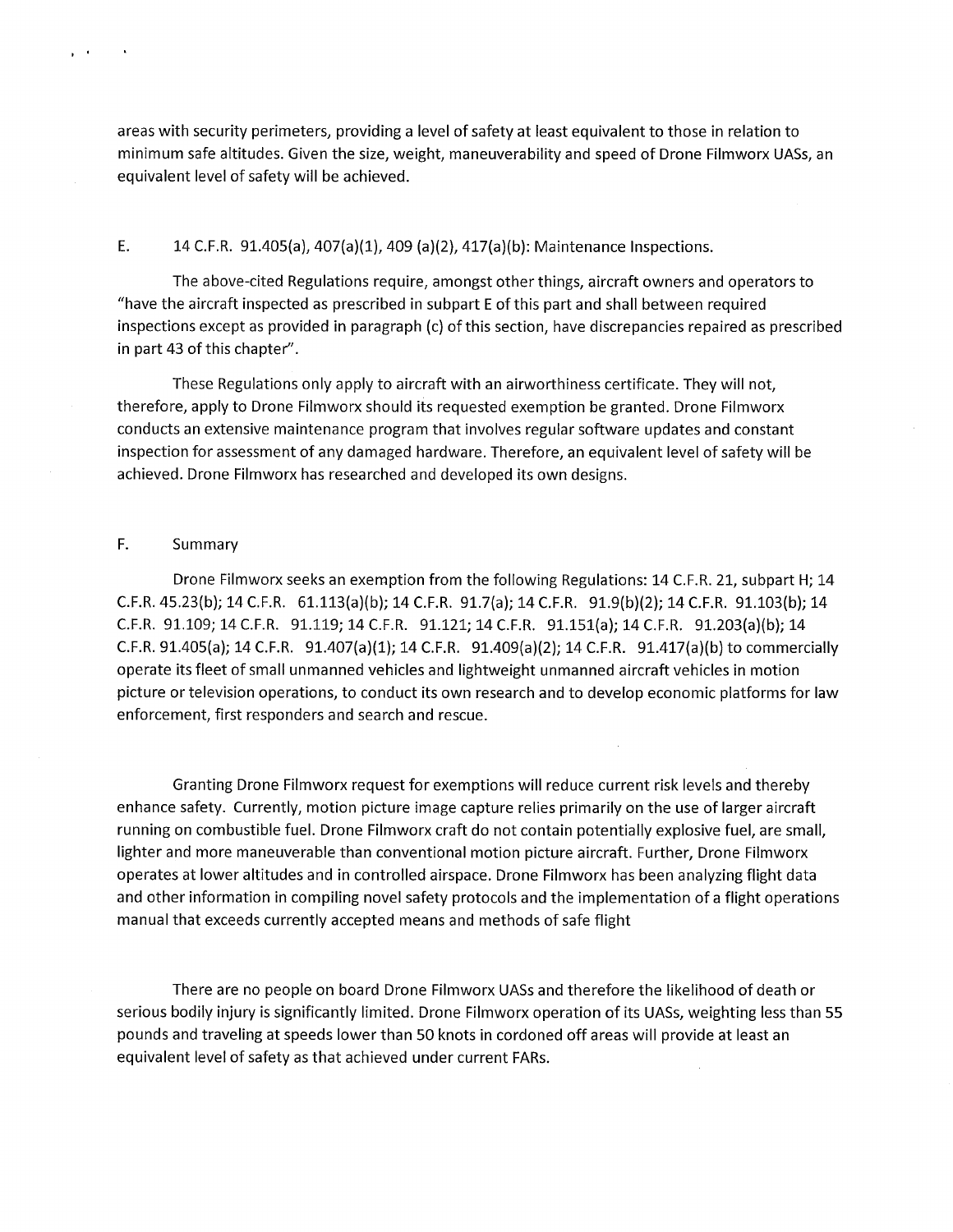areas with security perimeters, providing a level of safety at least equivalent to those in relation to minimum safe altitudes. Given the size, weight, maneuverability and speed of Drone Filmworx UASs, an equivalent level of safety will be achieved.

E. 14 C.F.R. 91.405(a), 407(a)(1), 409 (a)(2), 417(a)(b): Maintenance Inspections.

The above-cited Regulations require, amongst other things, aircraft owners and operators to "have the aircraft inspected as prescribed in subpart E of this part and shall between required inspections except as provided in paragraph (c) of this section, have discrepancies repaired as prescribed in part 43 of this chapter".

These Regulations only apply to aircraft with an airworthiness certificate. They will not, therefore, apply to Drone Filmworx should its requested exemption be granted. Drone Filmworx conducts an extensive maintenance program that involves regular software updates and constant inspection for assessment of any damaged hardware. Therefore, an equivalent level of safety will be achieved. Drone Filmworx has researched and developed its own designs.

F. Summary

Drone Filmworx seeks an exemption from the following Regulations: 14 C.F.R. 21, subpart H; 14 C.F.R. 45.23(b); 14 C.F.R. 61.113(a)(b); 14 C.F.R. 91.7(a); 14 C.F.R. 91.9(b)(2); 14 C.F.R. 91.103(b); 14 C.F.R. 91.109; 14 C.F.R. 91.119; 14 C.F.R. 91.121; 14 C.F.R. 91.151(a); 14 C.F.R. 91.203(a)(b); 14 C.F.R. 91.405(a); 14 C.F.R. 91.407(a)(1); 14 C.F.R. 91.409(a)(2); 14 C.F.R. 91.417(a)(b) to commercially operate its fleet of small unmanned vehicles and lightweight unmanned aircraft vehicles in motion picture or television operations, to conduct its own research and to develop economic platforms for law enforcement, first responders and search and rescue.

Granting Drone Filmworx request for exemptions will reduce current risk levels and thereby enhance safety. Currently, motion picture image capture relies primarily on the use of larger aircraft running on combustible fuel. Drone Filmworx craft do not contain potentially explosive fuel, are small, lighter and more maneuverable than conventional motion picture aircraft. Further, Drone Filmworx operates at lower altitudes and in controlled airspace. Drone Filmworx has been analyzing flight data and other information in compiling novel safety protocols and the implementation of a flight operations manual that exceeds currently accepted means and methods of safe flight

There are no people on board Drone Filmworx UASs and therefore the likelihood of death or serious bodily injury is significantly limited. Drone Filmworx operation of its UASs, weighting less than 55 pounds and traveling at speeds lower than 50 knots in cordoned off areas will provide at least an equivalent level of safety as that achieved under current FARs.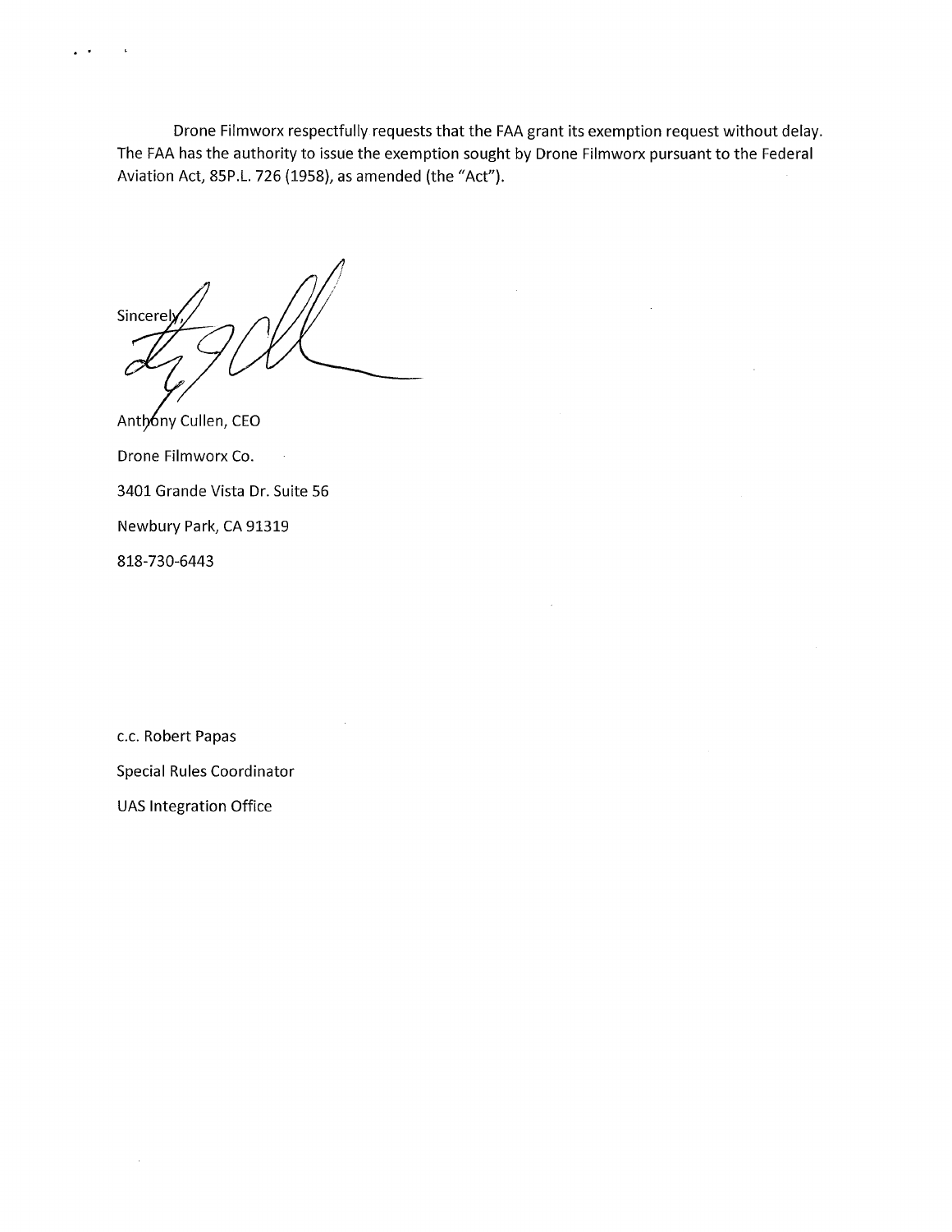Drone Filmworx respectfully requests that the FAA grant its exemption request without delay. The FAA has the authority to issue the exemption sought by Drone Filmworx pursuant to the Federal Aviation Act, 85P.L. 726 (1958), as amended (the "Act").

Sincerely,

Anthony Cullen, CEO

Drone Filmworx Co.

3401 Grande Vista Dr. Suite 56

Newbury Park, CA 91319

818-730-6443

c.c. Robert Papas

Special Rules Coordinator

UAS Integration Office